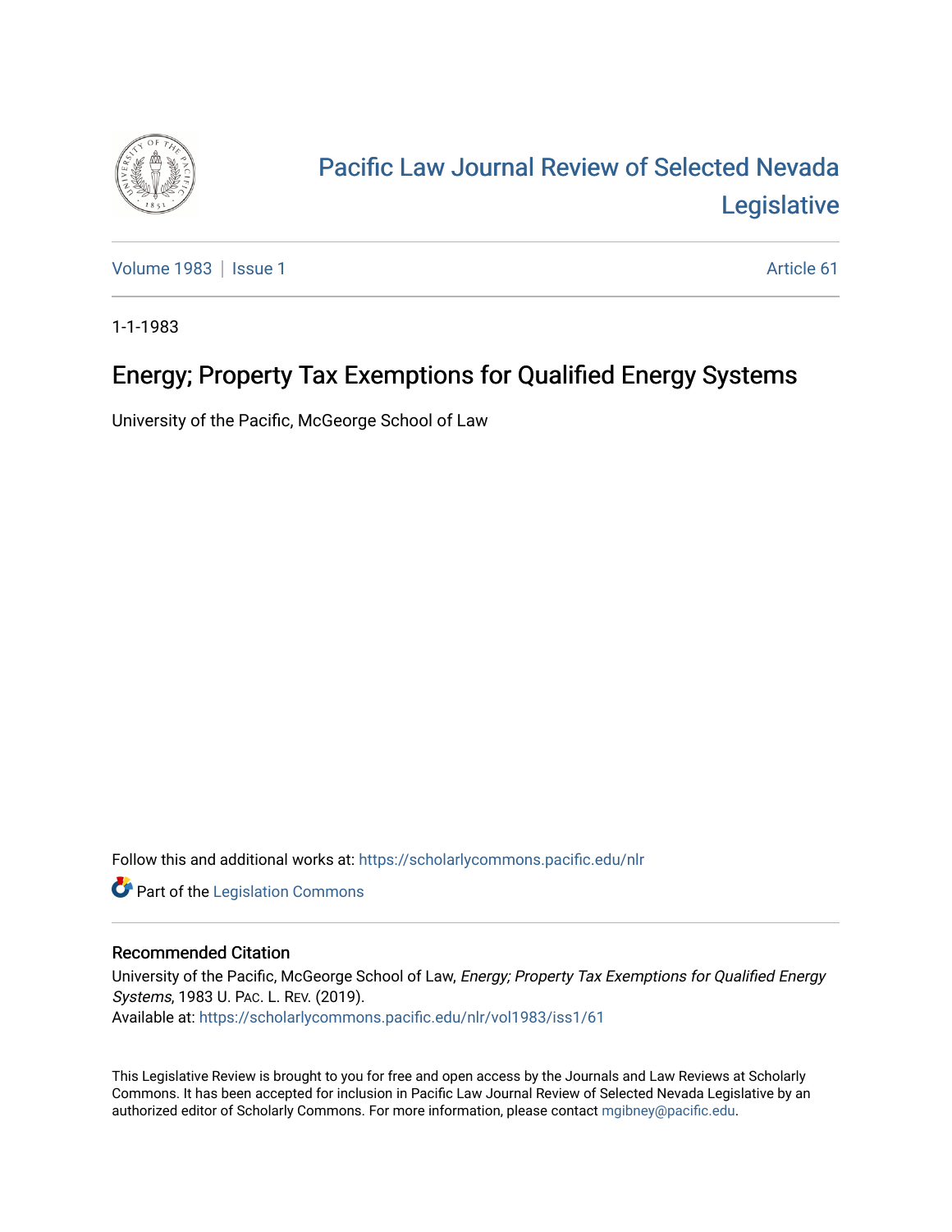# Pacific Law Journal Review of Selected Nevada Legislative

Volume 1983 | Issue 1 | Article 61

1-1-1983

## Energy; Property Tax Exemptions for Qualified Energy Systems

University of the Pacific, McGeorge School of Law

Follow this and additional works at: https://scholarlycommons.pacific.edu/nlr

Part of the Legislation Commons

### Recommended Citation

University of the Pacific, McGeorge School of Law, *Energy; Property Tax Exemptions for Qualified Energy Systems*, 1983 U. PAC. L. REV. (2019).
Available at: https://scholarlycommons.pacific.edu/nlr/vol1983/iss1/61

This Legislative Review is brought to you for free and open access by the Journals and Law Reviews at Scholarly Commons. It has been accepted for inclusion in Pacific Law Journal Review of Selected Nevada Legislative by an authorized editor of Scholarly Commons. For more information, please contact mgibney@pacific.edu.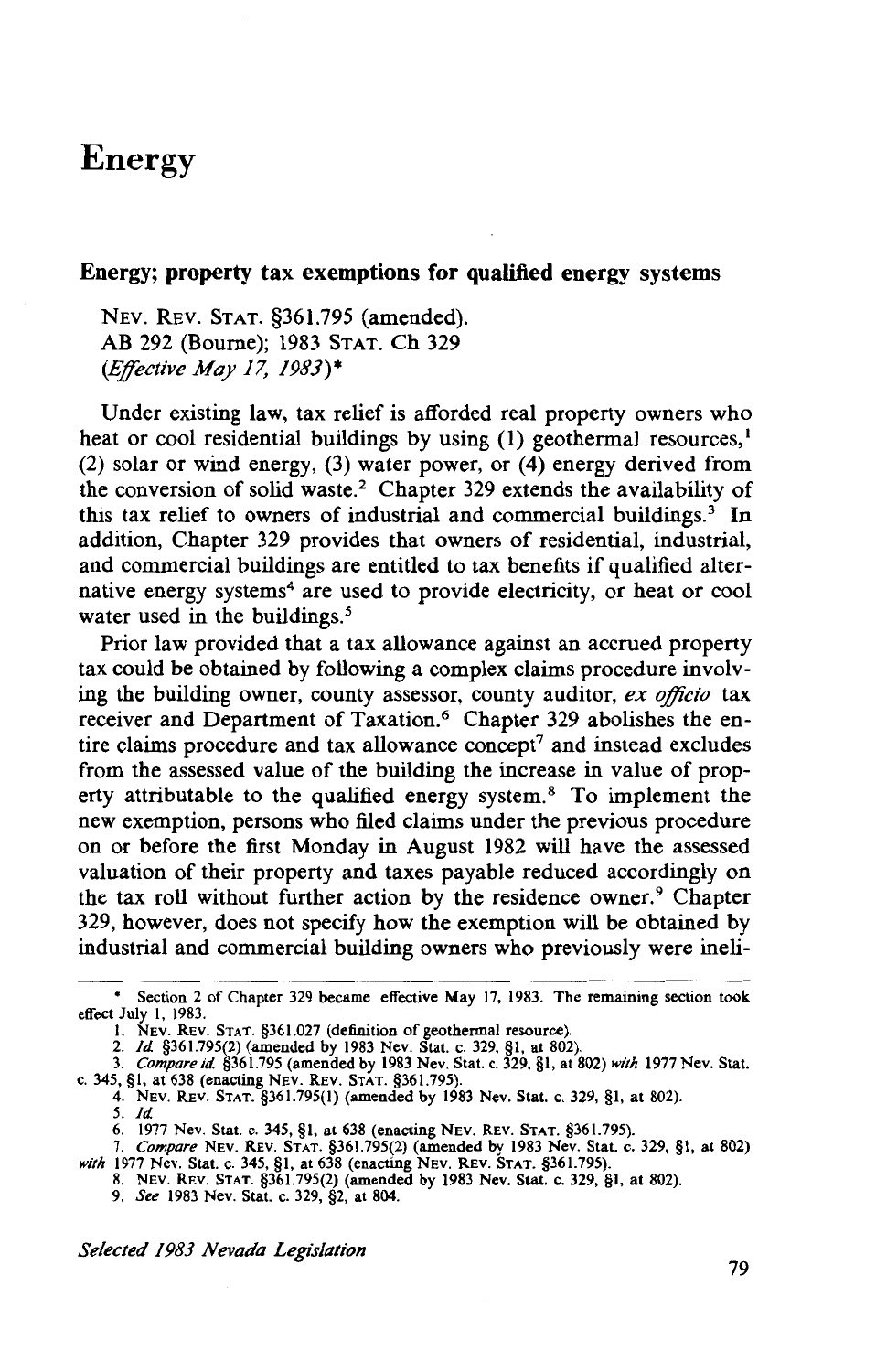# Energy

## Energy; property tax exemptions for qualified energy systems

NEV. REV. STAT. §361.795 (amended).
AB 292 (Bourne); 1983 STAT. Ch 329
*(Effective May 17, 1983)**

Under existing law, tax relief is afforded real property owners who heat or cool residential buildings by using (1) geothermal resources,[1] (2) solar or wind energy, (3) water power, or (4) energy derived from the conversion of solid waste.[2] Chapter 329 extends the availability of this tax relief to owners of industrial and commercial buildings.[3] In addition, Chapter 329 provides that owners of residential, industrial, and commercial buildings are entitled to tax benefits if qualified alternative energy systems[4] are used to provide electricity, or heat or cool water used in the buildings.[5]

Prior law provided that a tax allowance against an accrued property tax could be obtained by following a complex claims procedure involving the building owner, county assessor, county auditor, *ex officio* tax receiver and Department of Taxation.[6] Chapter 329 abolishes the entire claims procedure and tax allowance concept[7] and instead excludes from the assessed value of the building the increase in value of property attributable to the qualified energy system.[8] To implement the new exemption, persons who filed claims under the previous procedure on or before the first Monday in August 1982 will have the assessed valuation of their property and taxes payable reduced accordingly on the tax roll without further action by the residence owner.[9] Chapter 329, however, does not specify how the exemption will be obtained by industrial and commercial building owners who previously were ineli-

---

\* Section 2 of Chapter 329 became effective May 17, 1983. The remaining section took effect July 1, 1983.

1. NEV. REV. STAT. §361.027 (definition of geothermal resource).
2. *Id.* §361.795(2) (amended by 1983 Nev. Stat. c. 329, §1, at 802).
3. *Compare id.* §361.795 (amended by 1983 Nev. Stat. c. 329, §1, at 802) *with* 1977 Nev. Stat. c. 345, §1, at 638 (enacting NEV. REV. STAT. §361.795).
4. NEV. REV. STAT. §361.795(1) (amended by 1983 Nev. Stat. c. 329, §1, at 802).
5. *Id.*
6. 1977 Nev. Stat. c. 345, §1, at 638 (enacting NEV. REV. STAT. §361.795).
7. *Compare* NEV. REV. STAT. §361.795(2) (amended by 1983 Nev. Stat. c. 329, §1, at 802) *with* 1977 Nev. Stat. c. 345, §1, at 638 (enacting NEV. REV. STAT. §361.795).
8. NEV. REV. STAT. §361.795(2) (amended by 1983 Nev. Stat. c. 329, §1, at 802).
9. *See* 1983 Nev. Stat. c. 329, §2, at 804.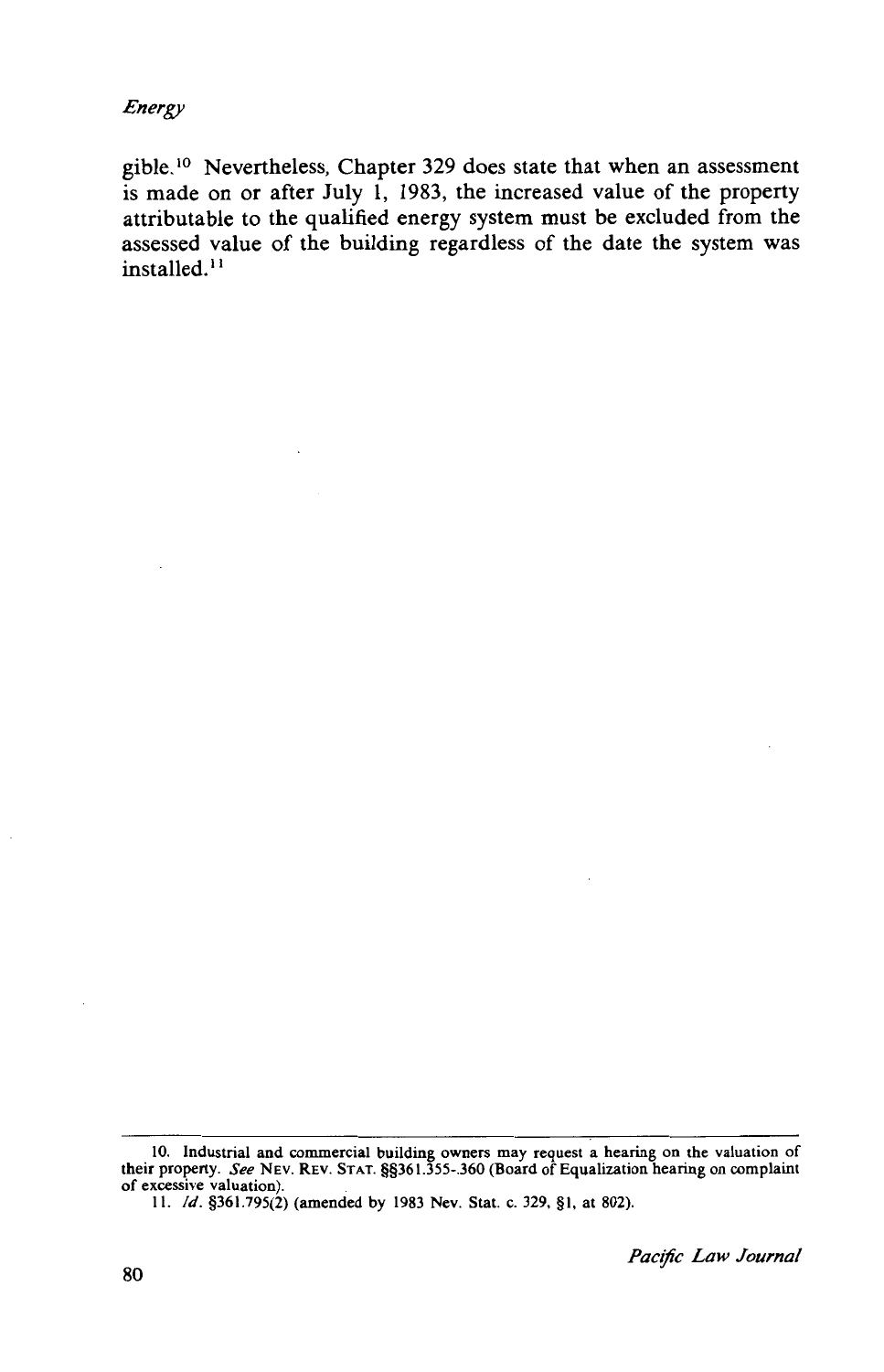gible.[10] Nevertheless, Chapter 329 does state that when an assessment is made on or after July 1, 1983, the increased value of the property attributable to the qualified energy system must be excluded from the assessed value of the building regardless of the date the system was installed.[11]

---

10. Industrial and commercial building owners may request a hearing on the valuation of their property. *See* NEV. REV. STAT. §§361.355-.360 (Board of Equalization hearing on complaint of excessive valuation).

11. *Id.* §361.795(2) (amended by 1983 Nev. Stat. c. 329, §1, at 802).